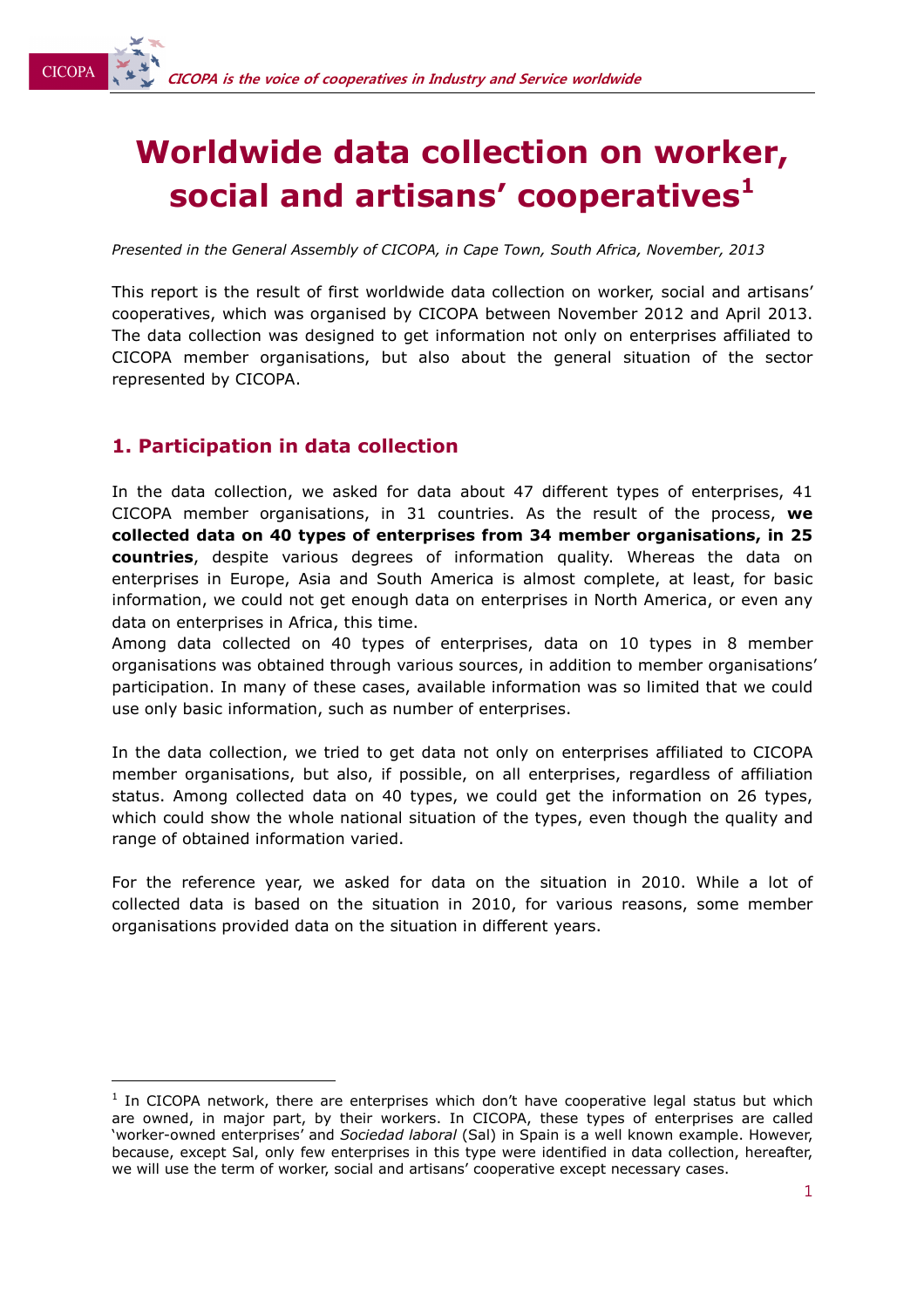# Worldwide data collection on worker, social and artisans' cooperatives[1]

*Presented in the General Assembly of CICOPA, in Cape Town, South Africa, November, 2013*

This report is the result of first worldwide data collection on worker, social and artisans' cooperatives, which was organised by CICOPA between November 2012 and April 2013. The data collection was designed to get information not only on enterprises affiliated to CICOPA member organisations, but also about the general situation of the sector represented by CICOPA.

## 1. Participation in data collection

In the data collection, we asked for data about 47 different types of enterprises, 41 CICOPA member organisations, in 31 countries. As the result of the process, **we collected data on 40 types of enterprises from 34 member organisations, in 25 countries**, despite various degrees of information quality. Whereas the data on enterprises in Europe, Asia and South America is almost complete, at least, for basic information, we could not get enough data on enterprises in North America, or even any data on enterprises in Africa, this time.
Among data collected on 40 types of enterprises, data on 10 types in 8 member organisations was obtained through various sources, in addition to member organisations' participation. In many of these cases, available information was so limited that we could use only basic information, such as number of enterprises.

In the data collection, we tried to get data not only on enterprises affiliated to CICOPA member organisations, but also, if possible, on all enterprises, regardless of affiliation status. Among collected data on 40 types, we could get the information on 26 types, which could show the whole national situation of the types, even though the quality and range of obtained information varied.

For the reference year, we asked for data on the situation in 2010. While a lot of collected data is based on the situation in 2010, for various reasons, some member organisations provided data on the situation in different years.

[1] In CICOPA network, there are enterprises which don't have cooperative legal status but which are owned, in major part, by their workers. In CICOPA, these types of enterprises are called 'worker-owned enterprises' and *Sociedad laboral* (Sal) in Spain is a well known example. However, because, except Sal, only few enterprises in this type were identified in data collection, hereafter, we will use the term of worker, social and artisans' cooperative except necessary cases.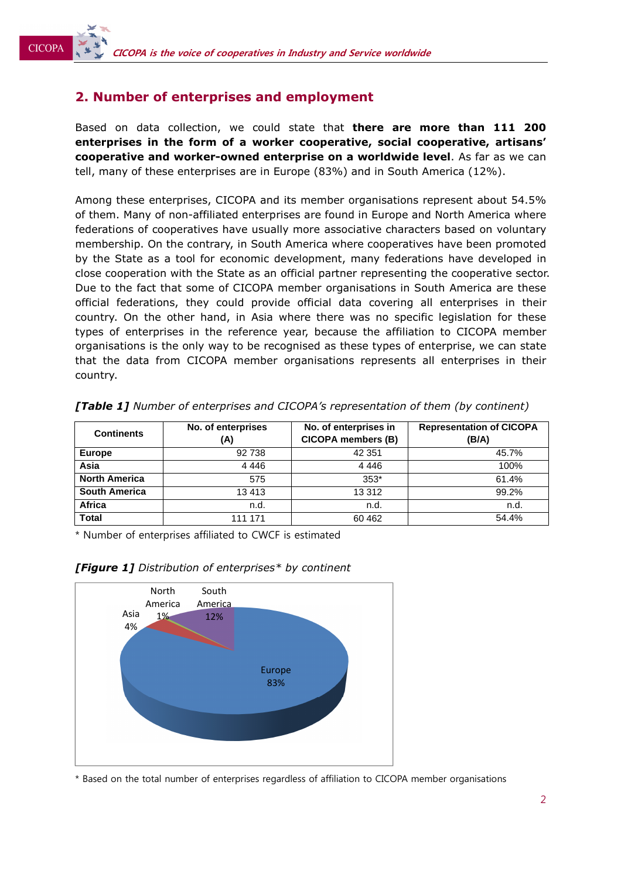## 2. Number of enterprises and employment

Based on data collection, we could state that **there are more than 111 200 enterprises in the form of a worker cooperative, social cooperative, artisans' cooperative and worker-owned enterprise on a worldwide level**. As far as we can tell, many of these enterprises are in Europe (83%) and in South America (12%).

Among these enterprises, CICOPA and its member organisations represent about 54.5% of them. Many of non-affiliated enterprises are found in Europe and North America where federations of cooperatives have usually more associative characters based on voluntary membership. On the contrary, in South America where cooperatives have been promoted by the State as a tool for economic development, many federations have developed in close cooperation with the State as an official partner representing the cooperative sector. Due to the fact that some of CICOPA member organisations in South America are these official federations, they could provide official data covering all enterprises in their country. On the other hand, in Asia where there was no specific legislation for these types of enterprises in the reference year, because the affiliation to CICOPA member organisations is the only way to be recognised as these types of enterprise, we can state that the data from CICOPA member organisations represents all enterprises in their country.

***[Table 1]*** *Number of enterprises and CICOPA's representation of them (by continent)*

| Continents | No. of enterprises (A) | No. of enterprises in CICOPA members (B) | Representation of CICOPA (B/A) |
|---|---|---|---|
| **Europe** | 92 738 | 42 351 | 45.7% |
| **Asia** | 4 446 | 4 446 | 100% |
| **North America** | 575 | 353* | 61.4% |
| **South America** | 13 413 | 13 312 | 99.2% |
| **Africa** | n.d. | n.d. | n.d. |
| **Total** | 111 171 | 60 462 | 54.4% |

* Number of enterprises affiliated to CWCF is estimated

***[Figure 1]*** *Distribution of enterprises\* by continent*

| Continent | Share |
|---|---|
| Europe | 83% |
| South America | 12% |
| Asia | 4% |
| North America | 1% |

* Based on the total number of enterprises regardless of affiliation to CICOPA member organisations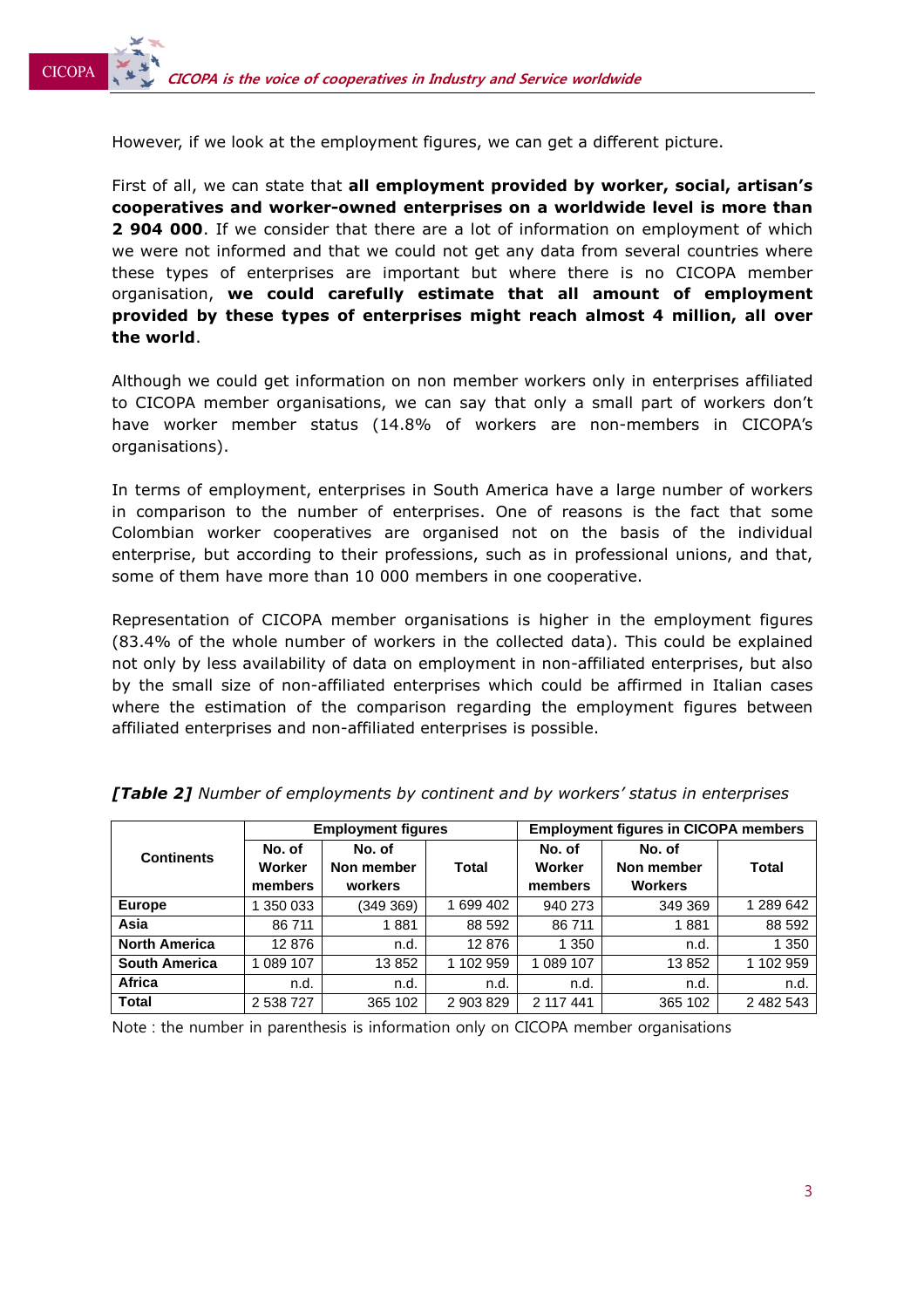However, if we look at the employment figures, we can get a different picture.

First of all, we can state that **all employment provided by worker, social, artisan's cooperatives and worker-owned enterprises on a worldwide level is more than 2 904 000**. If we consider that there are a lot of information on employment of which we were not informed and that we could not get any data from several countries where these types of enterprises are important but where there is no CICOPA member organisation, **we could carefully estimate that all amount of employment provided by these types of enterprises might reach almost 4 million, all over the world**.

Although we could get information on non member workers only in enterprises affiliated to CICOPA member organisations, we can say that only a small part of workers don't have worker member status (14.8% of workers are non-members in CICOPA's organisations).

In terms of employment, enterprises in South America have a large number of workers in comparison to the number of enterprises. One of reasons is the fact that some Colombian worker cooperatives are organised not on the basis of the individual enterprise, but according to their professions, such as in professional unions, and that, some of them have more than 10 000 members in one cooperative.

Representation of CICOPA member organisations is higher in the employment figures (83.4% of the whole number of workers in the collected data). This could be explained not only by less availability of data on employment in non-affiliated enterprises, but also by the small size of non-affiliated enterprises which could be affirmed in Italian cases where the estimation of the comparison regarding the employment figures between affiliated enterprises and non-affiliated enterprises is possible.

***[Table 2]*** *Number of employments by continent and by workers' status in enterprises*

| Continents | Employment figures | | | Employment figures in CICOPA members | | |
|---|---|---|---|---|---|---|
| | No. of Worker members | No. of Non member workers | Total | No. of Worker members | No. of Non member Workers | Total |
| **Europe** | 1 350 033 | (349 369) | 1 699 402 | 940 273 | 349 369 | 1 289 642 |
| **Asia** | 86 711 | 1 881 | 88 592 | 86 711 | 1 881 | 88 592 |
| **North America** | 12 876 | n.d. | 12 876 | 1 350 | n.d. | 1 350 |
| **South America** | 1 089 107 | 13 852 | 1 102 959 | 1 089 107 | 13 852 | 1 102 959 |
| **Africa** | n.d. | n.d. | n.d. | n.d. | n.d. | n.d. |
| **Total** | 2 538 727 | 365 102 | 2 903 829 | 2 117 441 | 365 102 | 2 482 543 |

Note : the number in parenthesis is information only on CICOPA member organisations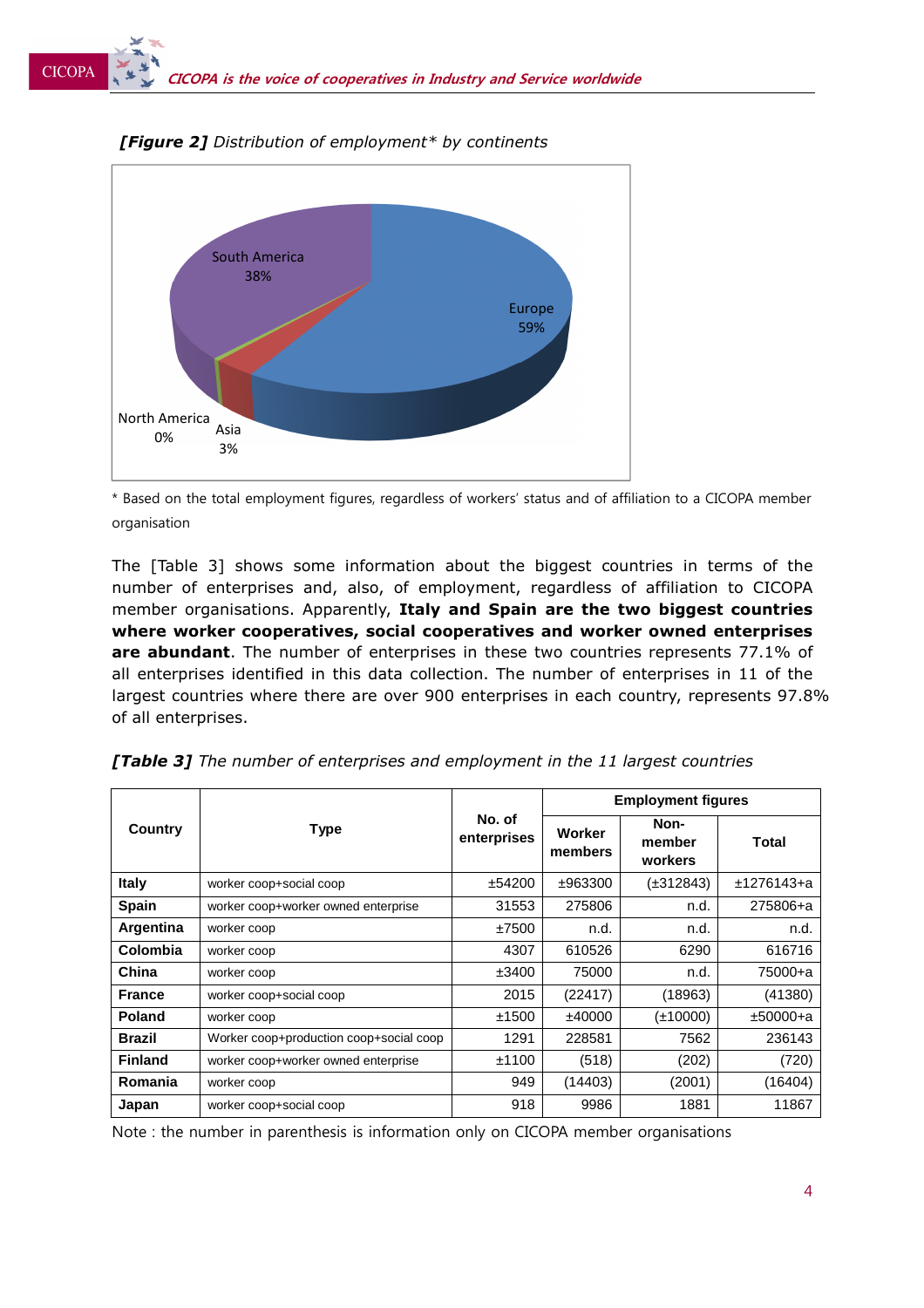***[Figure 2]*** *Distribution of employment\* by continents*

\* Based on the total employment figures, regardless of workers' status and of affiliation to a CICOPA member organisation

The [Table 3] shows some information about the biggest countries in terms of the number of enterprises and, also, of employment, regardless of affiliation to CICOPA member organisations. Apparently, **Italy and Spain are the two biggest countries where worker cooperatives, social cooperatives and worker owned enterprises are abundant**. The number of enterprises in these two countries represents 77.1% of all enterprises identified in this data collection. The number of enterprises in 11 of the largest countries where there are over 900 enterprises in each country, represents 97.8% of all enterprises.

***[Table 3]*** *The number of enterprises and employment in the 11 largest countries*

| Country | Type | No. of enterprises | Employment figures | | |
|---|---|---|---|---|---|
| | | | Worker members | Non-member workers | Total |
| **Italy** | worker coop+social coop | ±54200 | ±963300 | (±312843) | ±1276143+a |
| **Spain** | worker coop+worker owned enterprise | 31553 | 275806 | n.d. | 275806+a |
| **Argentina** | worker coop | ±7500 | n.d. | n.d. | n.d. |
| **Colombia** | worker coop | 4307 | 610526 | 6290 | 616716 |
| **China** | worker coop | ±3400 | 75000 | n.d. | 75000+a |
| **France** | worker coop+social coop | 2015 | (22417) | (18963) | (41380) |
| **Poland** | worker coop | ±1500 | ±40000 | (±10000) | ±50000+a |
| **Brazil** | Worker coop+production coop+social coop | 1291 | 228581 | 7562 | 236143 |
| **Finland** | worker coop+worker owned enterprise | ±1100 | (518) | (202) | (720) |
| **Romania** | worker coop | 949 | (14403) | (2001) | (16404) |
| **Japan** | worker coop+social coop | 918 | 9986 | 1881 | 11867 |

Note : the number in parenthesis is information only on CICOPA member organisations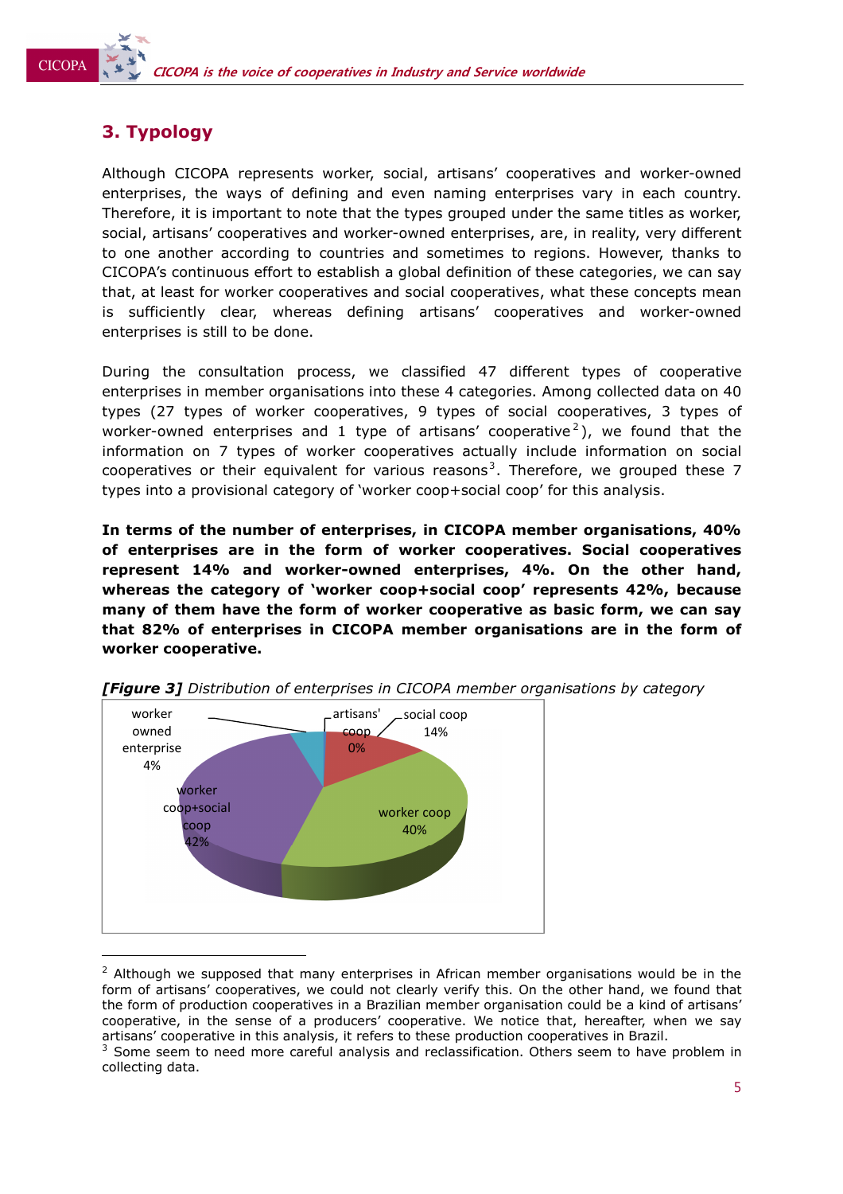## 3. Typology

Although CICOPA represents worker, social, artisans' cooperatives and worker-owned enterprises, the ways of defining and even naming enterprises vary in each country. Therefore, it is important to note that the types grouped under the same titles as worker, social, artisans' cooperatives and worker-owned enterprises, are, in reality, very different to one another according to countries and sometimes to regions. However, thanks to CICOPA's continuous effort to establish a global definition of these categories, we can say that, at least for worker cooperatives and social cooperatives, what these concepts mean is sufficiently clear, whereas defining artisans' cooperatives and worker-owned enterprises is still to be done.

During the consultation process, we classified 47 different types of cooperative enterprises in member organisations into these 4 categories. Among collected data on 40 types (27 types of worker cooperatives, 9 types of social cooperatives, 3 types of worker-owned enterprises and 1 type of artisans' cooperative[2]), we found that the information on 7 types of worker cooperatives actually include information on social cooperatives or their equivalent for various reasons[3]. Therefore, we grouped these 7 types into a provisional category of 'worker coop+social coop' for this analysis.

**In terms of the number of enterprises, in CICOPA member organisations, 40% of enterprises are in the form of worker cooperatives. Social cooperatives represent 14% and worker-owned enterprises, 4%. On the other hand, whereas the category of 'worker coop+social coop' represents 42%, because many of them have the form of worker cooperative as basic form, we can say that 82% of enterprises in CICOPA member organisations are in the form of worker cooperative.**

***[Figure 3]*** *Distribution of enterprises in CICOPA member organisations by category*

| Category | Share |
|---|---|
| worker owned enterprise | 4% |
| artisans' coop | 0% |
| social coop | 14% |
| worker coop | 40% |
| worker coop+social coop | 42% |

[2] Although we supposed that many enterprises in African member organisations would be in the form of artisans' cooperatives, we could not clearly verify this. On the other hand, we found that the form of production cooperatives in a Brazilian member organisation could be a kind of artisans' cooperative, in the sense of a producers' cooperative. We notice that, hereafter, when we say artisans' cooperative in this analysis, it refers to these production cooperatives in Brazil.

[3] Some seem to need more careful analysis and reclassification. Others seem to have problem in collecting data.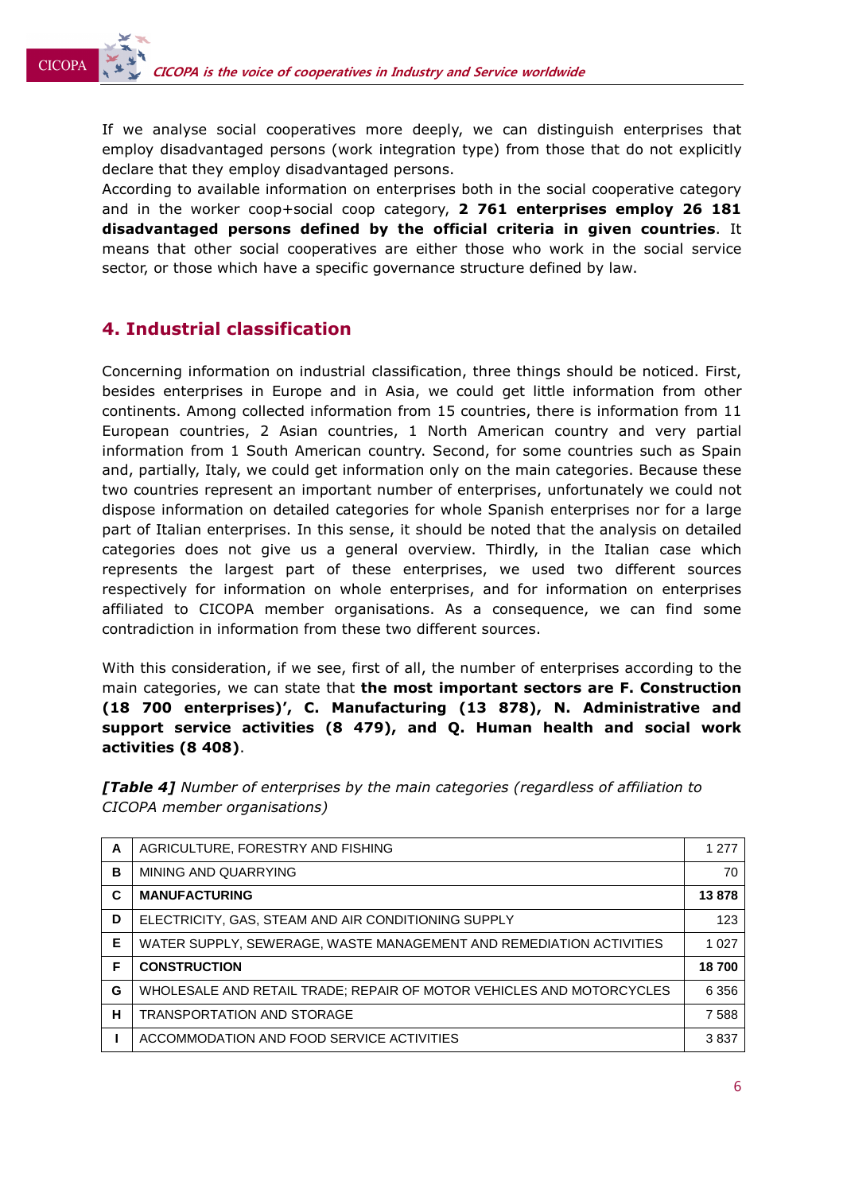If we analyse social cooperatives more deeply, we can distinguish enterprises that employ disadvantaged persons (work integration type) from those that do not explicitly declare that they employ disadvantaged persons.

According to available information on enterprises both in the social cooperative category and in the worker coop+social coop category, **2 761 enterprises employ 26 181 disadvantaged persons defined by the official criteria in given countries**. It means that other social cooperatives are either those who work in the social service sector, or those which have a specific governance structure defined by law.

## 4. Industrial classification

Concerning information on industrial classification, three things should be noticed. First, besides enterprises in Europe and in Asia, we could get little information from other continents. Among collected information from 15 countries, there is information from 11 European countries, 2 Asian countries, 1 North American country and very partial information from 1 South American country. Second, for some countries such as Spain and, partially, Italy, we could get information only on the main categories. Because these two countries represent an important number of enterprises, unfortunately we could not dispose information on detailed categories for whole Spanish enterprises nor for a large part of Italian enterprises. In this sense, it should be noted that the analysis on detailed categories does not give us a general overview. Thirdly, in the Italian case which represents the largest part of these enterprises, we used two different sources respectively for information on whole enterprises, and for information on enterprises affiliated to CICOPA member organisations. As a consequence, we can find some contradiction in information from these two different sources.

With this consideration, if we see, first of all, the number of enterprises according to the main categories, we can state that **the most important sectors are F. Construction (18 700 enterprises)', C. Manufacturing (13 878), N. Administrative and support service activities (8 479), and Q. Human health and social work activities (8 408)**.

***[Table 4]*** *Number of enterprises by the main categories (regardless of affiliation to CICOPA member organisations)*

| | | |
|---|---|---|
| **A** | AGRICULTURE, FORESTRY AND FISHING | 1 277 |
| **B** | MINING AND QUARRYING | 70 |
| **C** | **MANUFACTURING** | **13 878** |
| **D** | ELECTRICITY, GAS, STEAM AND AIR CONDITIONING SUPPLY | 123 |
| **E** | WATER SUPPLY, SEWERAGE, WASTE MANAGEMENT AND REMEDIATION ACTIVITIES | 1 027 |
| **F** | **CONSTRUCTION** | **18 700** |
| **G** | WHOLESALE AND RETAIL TRADE; REPAIR OF MOTOR VEHICLES AND MOTORCYCLES | 6 356 |
| **H** | TRANSPORTATION AND STORAGE | 7 588 |
| **I** | ACCOMMODATION AND FOOD SERVICE ACTIVITIES | 3 837 |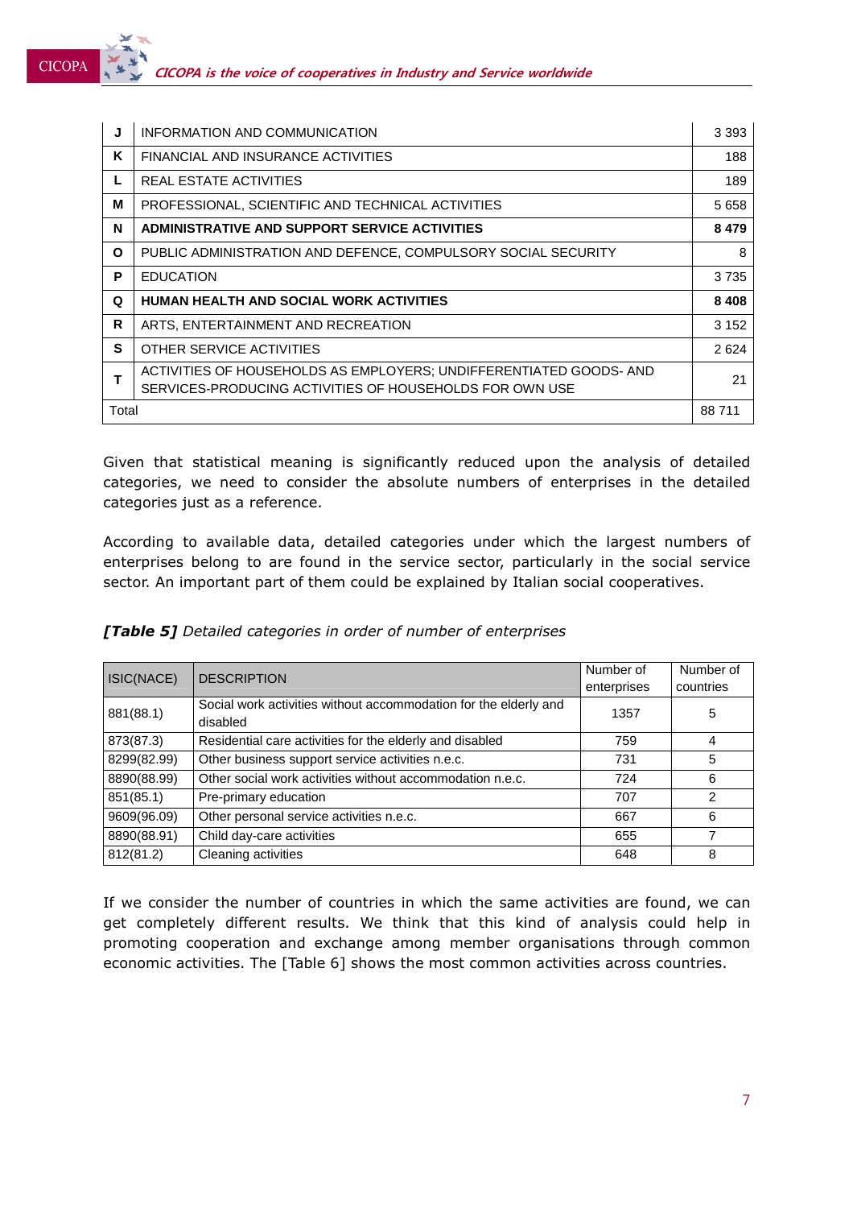| | | |
|---|---|---|
| J | INFORMATION AND COMMUNICATION | 3 393 |
| K | FINANCIAL AND INSURANCE ACTIVITIES | 188 |
| L | REAL ESTATE ACTIVITIES | 189 |
| M | PROFESSIONAL, SCIENTIFIC AND TECHNICAL ACTIVITIES | 5 658 |
| **N** | **ADMINISTRATIVE AND SUPPORT SERVICE ACTIVITIES** | **8 479** |
| O | PUBLIC ADMINISTRATION AND DEFENCE, COMPULSORY SOCIAL SECURITY | 8 |
| P | EDUCATION | 3 735 |
| **Q** | **HUMAN HEALTH AND SOCIAL WORK ACTIVITIES** | **8 408** |
| R | ARTS, ENTERTAINMENT AND RECREATION | 3 152 |
| S | OTHER SERVICE ACTIVITIES | 2 624 |
| T | ACTIVITIES OF HOUSEHOLDS AS EMPLOYERS; UNDIFFERENTIATED GOODS- AND SERVICES-PRODUCING ACTIVITIES OF HOUSEHOLDS FOR OWN USE | 21 |
| Total | | 88 711 |

Given that statistical meaning is significantly reduced upon the analysis of detailed categories, we need to consider the absolute numbers of enterprises in the detailed categories just as a reference.

According to available data, detailed categories under which the largest numbers of enterprises belong to are found in the service sector, particularly in the social service sector. An important part of them could be explained by Italian social cooperatives.

***[Table 5]*** *Detailed categories in order of number of enterprises*

| ISIC(NACE) | DESCRIPTION | Number of enterprises | Number of countries |
|---|---|---|---|
| 881(88.1) | Social work activities without accommodation for the elderly and disabled | 1357 | 5 |
| 873(87.3) | Residential care activities for the elderly and disabled | 759 | 4 |
| 8299(82.99) | Other business support service activities n.e.c. | 731 | 5 |
| 8890(88.99) | Other social work activities without accommodation n.e.c. | 724 | 6 |
| 851(85.1) | Pre-primary education | 707 | 2 |
| 9609(96.09) | Other personal service activities n.e.c. | 667 | 6 |
| 8890(88.91) | Child day-care activities | 655 | 7 |
| 812(81.2) | Cleaning activities | 648 | 8 |

If we consider the number of countries in which the same activities are found, we can get completely different results. We think that this kind of analysis could help in promoting cooperation and exchange among member organisations through common economic activities. The [Table 6] shows the most common activities across countries.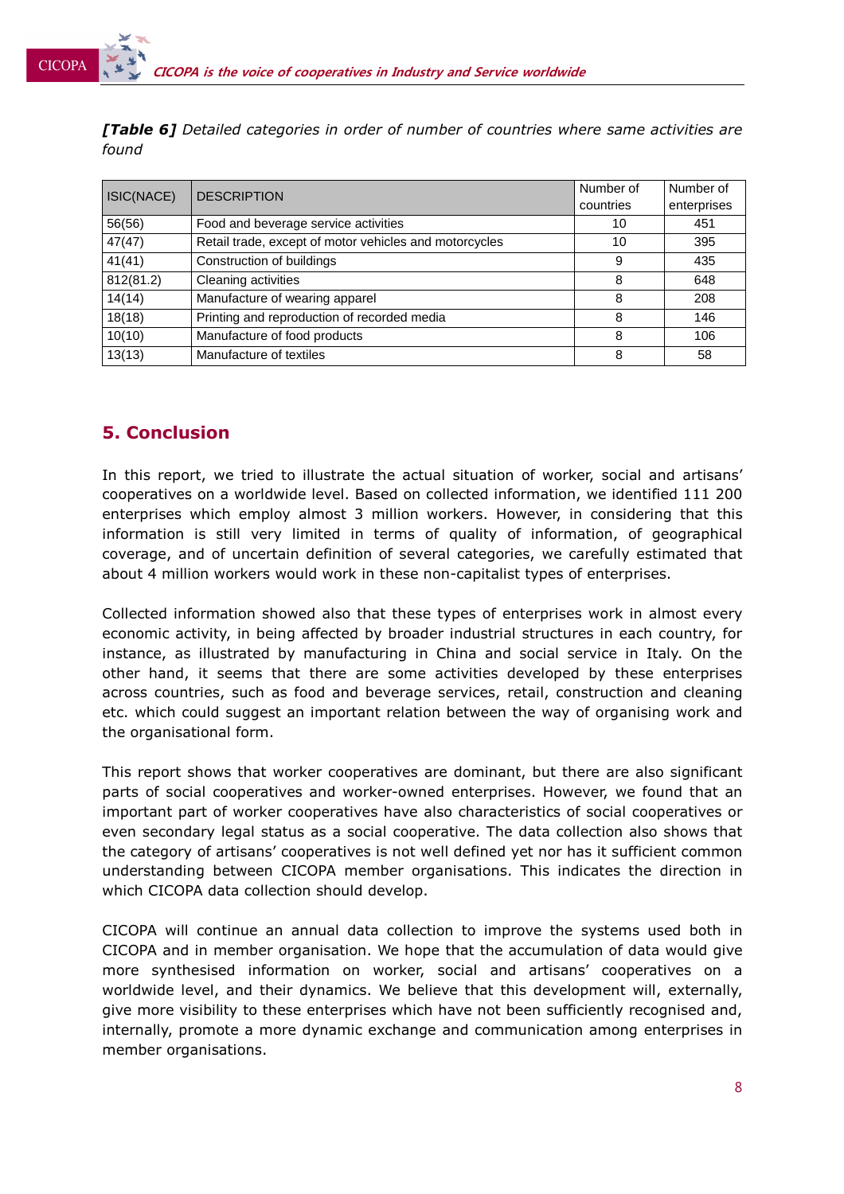***[Table 6]*** *Detailed categories in order of number of countries where same activities are found*

| ISIC(NACE) | DESCRIPTION | Number of countries | Number of enterprises |
|---|---|---|---|
| 56(56) | Food and beverage service activities | 10 | 451 |
| 47(47) | Retail trade, except of motor vehicles and motorcycles | 10 | 395 |
| 41(41) | Construction of buildings | 9 | 435 |
| 812(81.2) | Cleaning activities | 8 | 648 |
| 14(14) | Manufacture of wearing apparel | 8 | 208 |
| 18(18) | Printing and reproduction of recorded media | 8 | 146 |
| 10(10) | Manufacture of food products | 8 | 106 |
| 13(13) | Manufacture of textiles | 8 | 58 |

## 5. Conclusion

In this report, we tried to illustrate the actual situation of worker, social and artisans' cooperatives on a worldwide level. Based on collected information, we identified 111 200 enterprises which employ almost 3 million workers. However, in considering that this information is still very limited in terms of quality of information, of geographical coverage, and of uncertain definition of several categories, we carefully estimated that about 4 million workers would work in these non-capitalist types of enterprises.

Collected information showed also that these types of enterprises work in almost every economic activity, in being affected by broader industrial structures in each country, for instance, as illustrated by manufacturing in China and social service in Italy. On the other hand, it seems that there are some activities developed by these enterprises across countries, such as food and beverage services, retail, construction and cleaning etc. which could suggest an important relation between the way of organising work and the organisational form.

This report shows that worker cooperatives are dominant, but there are also significant parts of social cooperatives and worker-owned enterprises. However, we found that an important part of worker cooperatives have also characteristics of social cooperatives or even secondary legal status as a social cooperative. The data collection also shows that the category of artisans' cooperatives is not well defined yet nor has it sufficient common understanding between CICOPA member organisations. This indicates the direction in which CICOPA data collection should develop.

CICOPA will continue an annual data collection to improve the systems used both in CICOPA and in member organisation. We hope that the accumulation of data would give more synthesised information on worker, social and artisans' cooperatives on a worldwide level, and their dynamics. We believe that this development will, externally, give more visibility to these enterprises which have not been sufficiently recognised and, internally, promote a more dynamic exchange and communication among enterprises in member organisations.